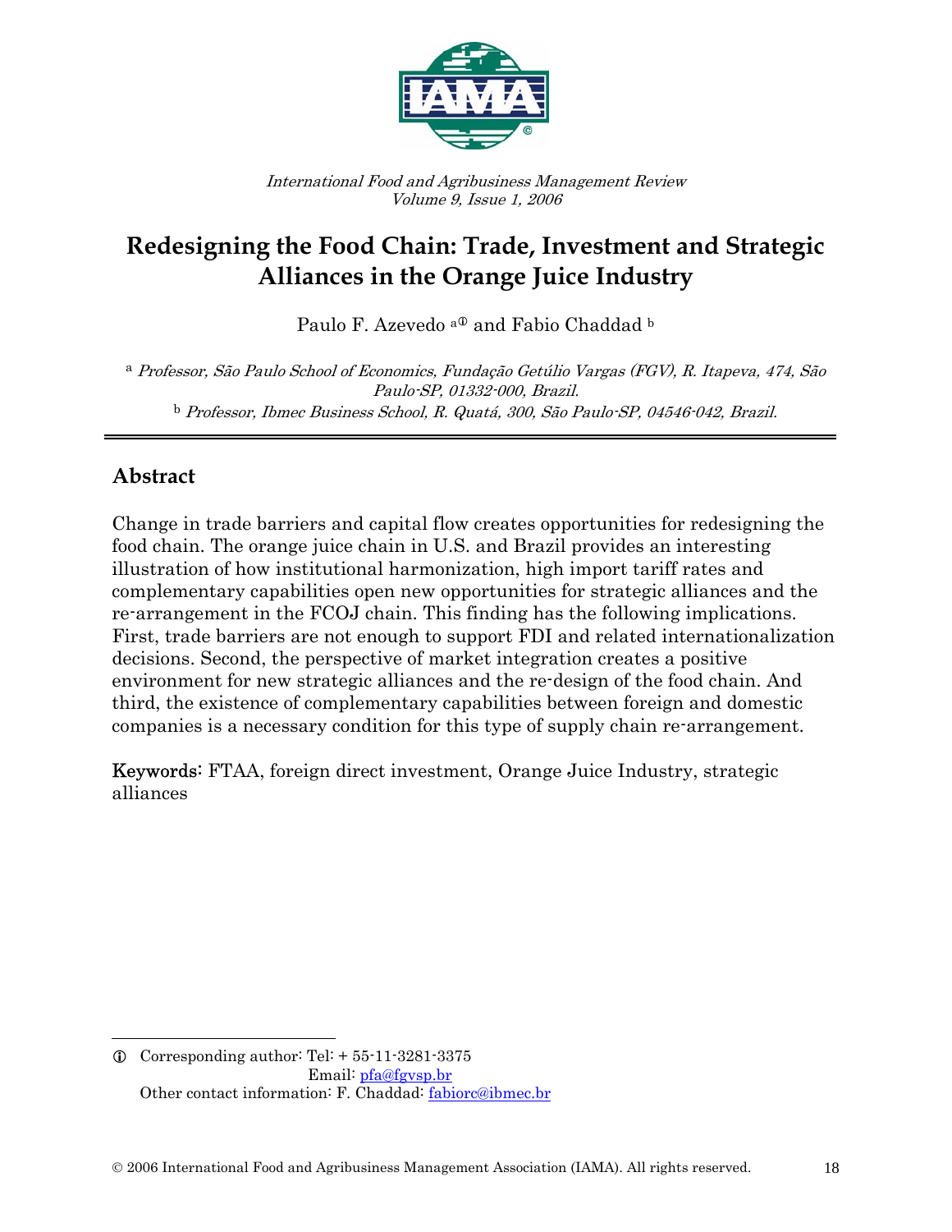International Food and Agribusiness Management Review
Volume 9, Issue 1, 2006

# Redesigning the Food Chain: Trade, Investment and Strategic Alliances in the Orange Juice Industry

Paulo F. Azevedo [a①] and Fabio Chaddad [b]

[a] *Professor, São Paulo School of Economics, Fundação Getúlio Vargas (FGV), R. Itapeva, 474, São Paulo-SP, 01332-000, Brazil.*
[b] *Professor, Ibmec Business School, R. Quatá, 300, São Paulo-SP, 04546-042, Brazil.*

## Abstract

Change in trade barriers and capital flow creates opportunities for redesigning the food chain. The orange juice chain in U.S. and Brazil provides an interesting illustration of how institutional harmonization, high import tariff rates and complementary capabilities open new opportunities for strategic alliances and the re-arrangement in the FCOJ chain. This finding has the following implications. First, trade barriers are not enough to support FDI and related internationalization decisions. Second, the perspective of market integration creates a positive environment for new strategic alliances and the re-design of the food chain. And third, the existence of complementary capabilities between foreign and domestic companies is a necessary condition for this type of supply chain re-arrangement.

**Keywords**: FTAA, foreign direct investment, Orange Juice Industry, strategic alliances

---

① Corresponding author: Tel: + 55-11-3281-3375
Email: pfa@fgvsp.br
Other contact information: F. Chaddad: fabiorc@ibmec.br

© 2006 International Food and Agribusiness Management Association (IAMA). All rights reserved.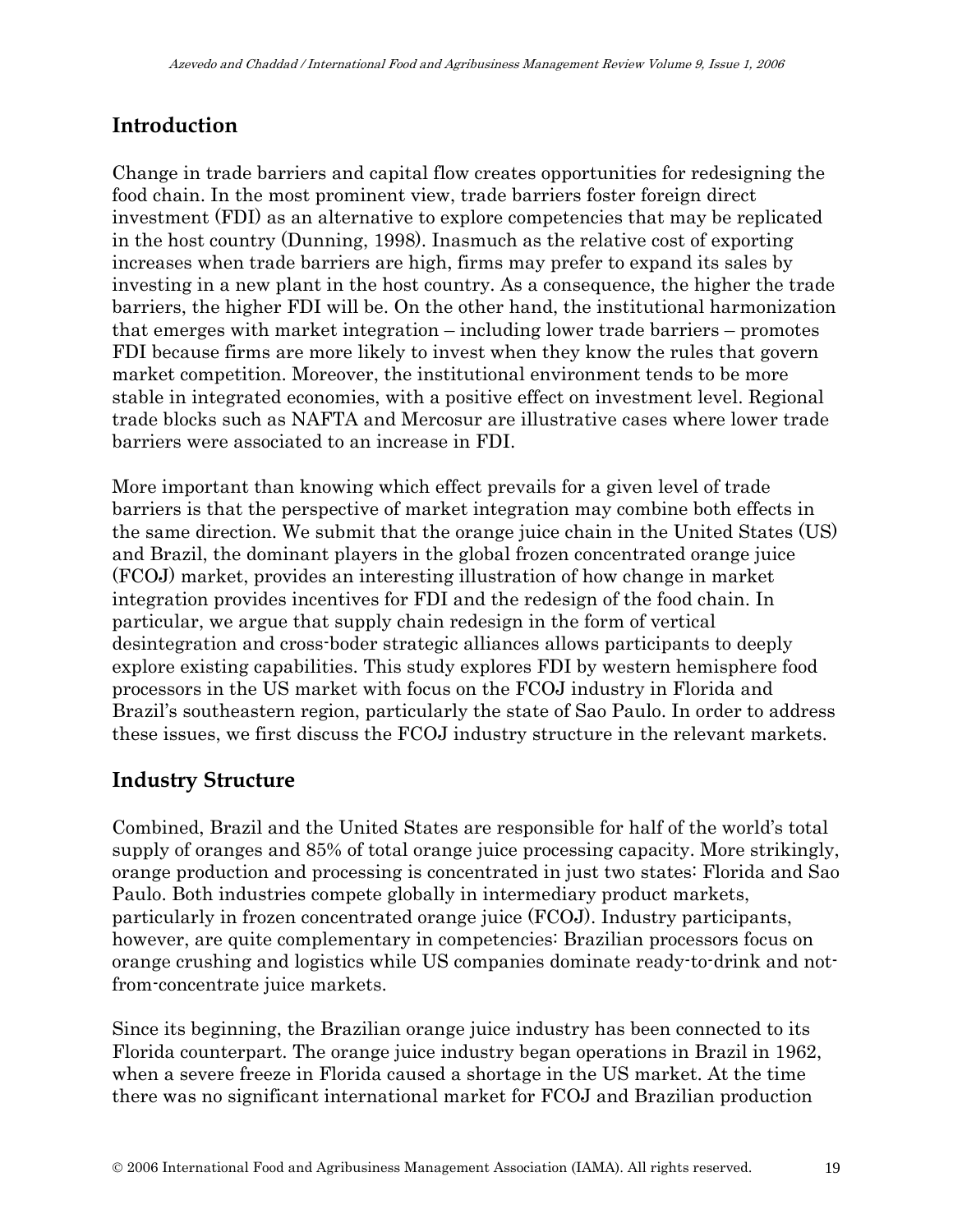## Introduction

Change in trade barriers and capital flow creates opportunities for redesigning the food chain. In the most prominent view, trade barriers foster foreign direct investment (FDI) as an alternative to explore competencies that may be replicated in the host country (Dunning, 1998). Inasmuch as the relative cost of exporting increases when trade barriers are high, firms may prefer to expand its sales by investing in a new plant in the host country. As a consequence, the higher the trade barriers, the higher FDI will be. On the other hand, the institutional harmonization that emerges with market integration – including lower trade barriers – promotes FDI because firms are more likely to invest when they know the rules that govern market competition. Moreover, the institutional environment tends to be more stable in integrated economies, with a positive effect on investment level. Regional trade blocks such as NAFTA and Mercosur are illustrative cases where lower trade barriers were associated to an increase in FDI.

More important than knowing which effect prevails for a given level of trade barriers is that the perspective of market integration may combine both effects in the same direction. We submit that the orange juice chain in the United States (US) and Brazil, the dominant players in the global frozen concentrated orange juice (FCOJ) market, provides an interesting illustration of how change in market integration provides incentives for FDI and the redesign of the food chain. In particular, we argue that supply chain redesign in the form of vertical desintegration and cross-boder strategic alliances allows participants to deeply explore existing capabilities. This study explores FDI by western hemisphere food processors in the US market with focus on the FCOJ industry in Florida and Brazil's southeastern region, particularly the state of Sao Paulo. In order to address these issues, we first discuss the FCOJ industry structure in the relevant markets.

## Industry Structure

Combined, Brazil and the United States are responsible for half of the world's total supply of oranges and 85% of total orange juice processing capacity. More strikingly, orange production and processing is concentrated in just two states: Florida and Sao Paulo. Both industries compete globally in intermediary product markets, particularly in frozen concentrated orange juice (FCOJ). Industry participants, however, are quite complementary in competencies: Brazilian processors focus on orange crushing and logistics while US companies dominate ready-to-drink and not-from-concentrate juice markets.

Since its beginning, the Brazilian orange juice industry has been connected to its Florida counterpart. The orange juice industry began operations in Brazil in 1962, when a severe freeze in Florida caused a shortage in the US market. At the time there was no significant international market for FCOJ and Brazilian production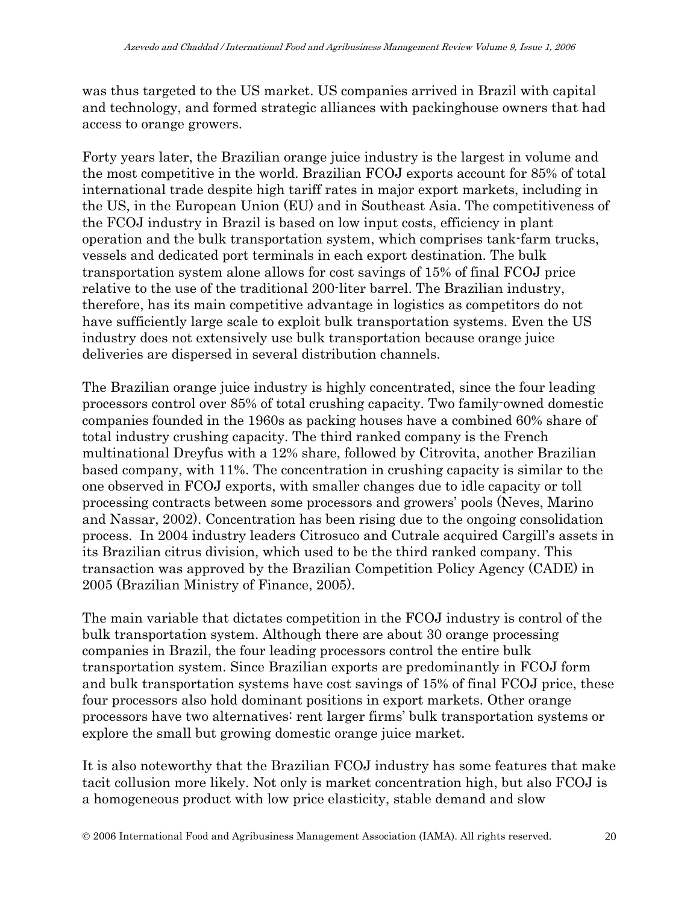was thus targeted to the US market. US companies arrived in Brazil with capital and technology, and formed strategic alliances with packinghouse owners that had access to orange growers.

Forty years later, the Brazilian orange juice industry is the largest in volume and the most competitive in the world. Brazilian FCOJ exports account for 85% of total international trade despite high tariff rates in major export markets, including in the US, in the European Union (EU) and in Southeast Asia. The competitiveness of the FCOJ industry in Brazil is based on low input costs, efficiency in plant operation and the bulk transportation system, which comprises tank-farm trucks, vessels and dedicated port terminals in each export destination. The bulk transportation system alone allows for cost savings of 15% of final FCOJ price relative to the use of the traditional 200-liter barrel. The Brazilian industry, therefore, has its main competitive advantage in logistics as competitors do not have sufficiently large scale to exploit bulk transportation systems. Even the US industry does not extensively use bulk transportation because orange juice deliveries are dispersed in several distribution channels.

The Brazilian orange juice industry is highly concentrated, since the four leading processors control over 85% of total crushing capacity. Two family-owned domestic companies founded in the 1960s as packing houses have a combined 60% share of total industry crushing capacity. The third ranked company is the French multinational Dreyfus with a 12% share, followed by Citrovita, another Brazilian based company, with 11%. The concentration in crushing capacity is similar to the one observed in FCOJ exports, with smaller changes due to idle capacity or toll processing contracts between some processors and growers' pools (Neves, Marino and Nassar, 2002). Concentration has been rising due to the ongoing consolidation process. In 2004 industry leaders Citrosuco and Cutrale acquired Cargill's assets in its Brazilian citrus division, which used to be the third ranked company. This transaction was approved by the Brazilian Competition Policy Agency (CADE) in 2005 (Brazilian Ministry of Finance, 2005).

The main variable that dictates competition in the FCOJ industry is control of the bulk transportation system. Although there are about 30 orange processing companies in Brazil, the four leading processors control the entire bulk transportation system. Since Brazilian exports are predominantly in FCOJ form and bulk transportation systems have cost savings of 15% of final FCOJ price, these four processors also hold dominant positions in export markets. Other orange processors have two alternatives: rent larger firms' bulk transportation systems or explore the small but growing domestic orange juice market.

It is also noteworthy that the Brazilian FCOJ industry has some features that make tacit collusion more likely. Not only is market concentration high, but also FCOJ is a homogeneous product with low price elasticity, stable demand and slow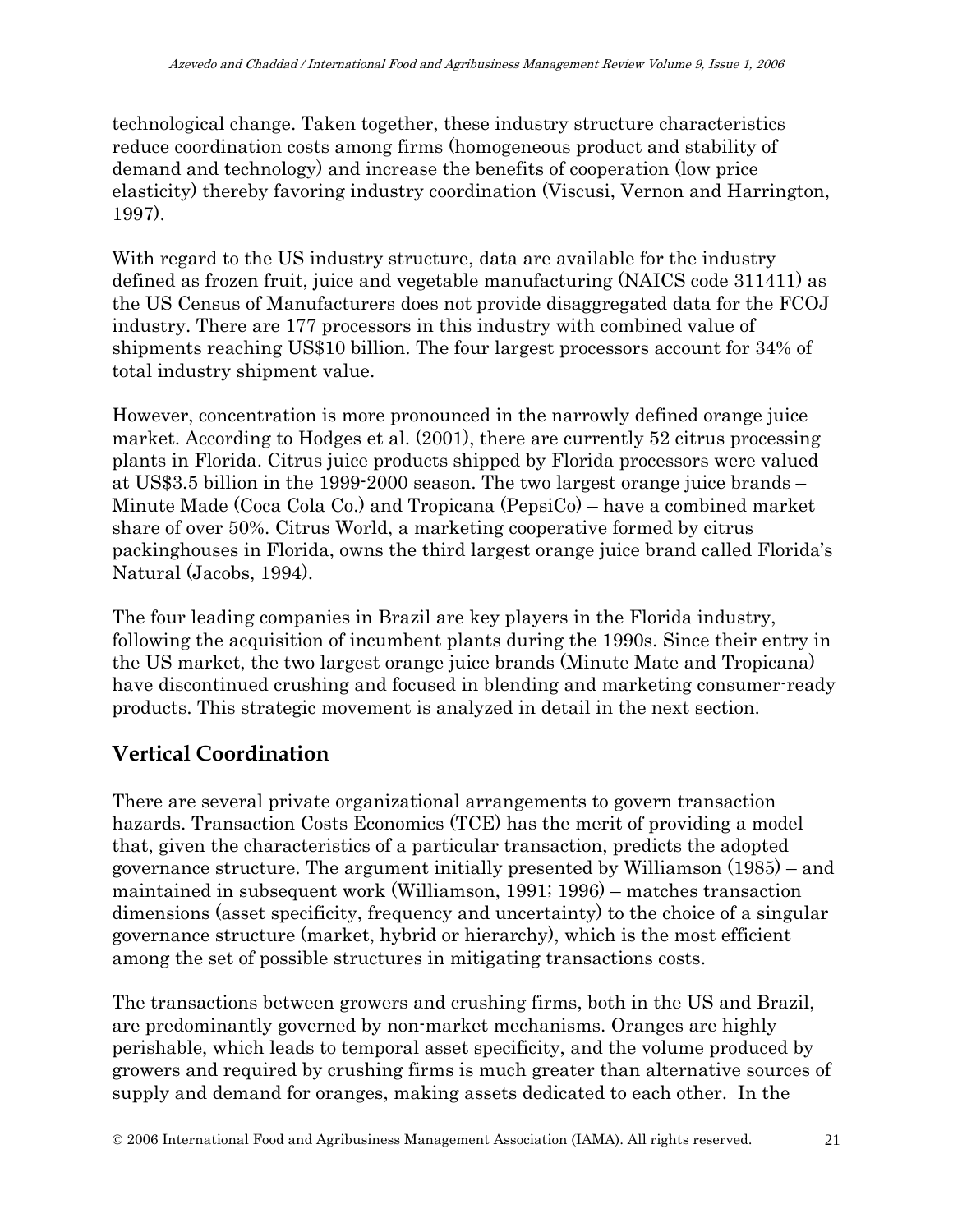technological change. Taken together, these industry structure characteristics reduce coordination costs among firms (homogeneous product and stability of demand and technology) and increase the benefits of cooperation (low price elasticity) thereby favoring industry coordination (Viscusi, Vernon and Harrington, 1997).

With regard to the US industry structure, data are available for the industry defined as frozen fruit, juice and vegetable manufacturing (NAICS code 311411) as the US Census of Manufacturers does not provide disaggregated data for the FCOJ industry. There are 177 processors in this industry with combined value of shipments reaching US$10 billion. The four largest processors account for 34% of total industry shipment value.

However, concentration is more pronounced in the narrowly defined orange juice market. According to Hodges et al. (2001), there are currently 52 citrus processing plants in Florida. Citrus juice products shipped by Florida processors were valued at US$3.5 billion in the 1999-2000 season. The two largest orange juice brands – Minute Made (Coca Cola Co.) and Tropicana (PepsiCo) – have a combined market share of over 50%. Citrus World, a marketing cooperative formed by citrus packinghouses in Florida, owns the third largest orange juice brand called Florida's Natural (Jacobs, 1994).

The four leading companies in Brazil are key players in the Florida industry, following the acquisition of incumbent plants during the 1990s. Since their entry in the US market, the two largest orange juice brands (Minute Mate and Tropicana) have discontinued crushing and focused in blending and marketing consumer-ready products. This strategic movement is analyzed in detail in the next section.

## Vertical Coordination

There are several private organizational arrangements to govern transaction hazards. Transaction Costs Economics (TCE) has the merit of providing a model that, given the characteristics of a particular transaction, predicts the adopted governance structure. The argument initially presented by Williamson (1985) – and maintained in subsequent work (Williamson, 1991; 1996) – matches transaction dimensions (asset specificity, frequency and uncertainty) to the choice of a singular governance structure (market, hybrid or hierarchy), which is the most efficient among the set of possible structures in mitigating transactions costs.

The transactions between growers and crushing firms, both in the US and Brazil, are predominantly governed by non-market mechanisms. Oranges are highly perishable, which leads to temporal asset specificity, and the volume produced by growers and required by crushing firms is much greater than alternative sources of supply and demand for oranges, making assets dedicated to each other. In the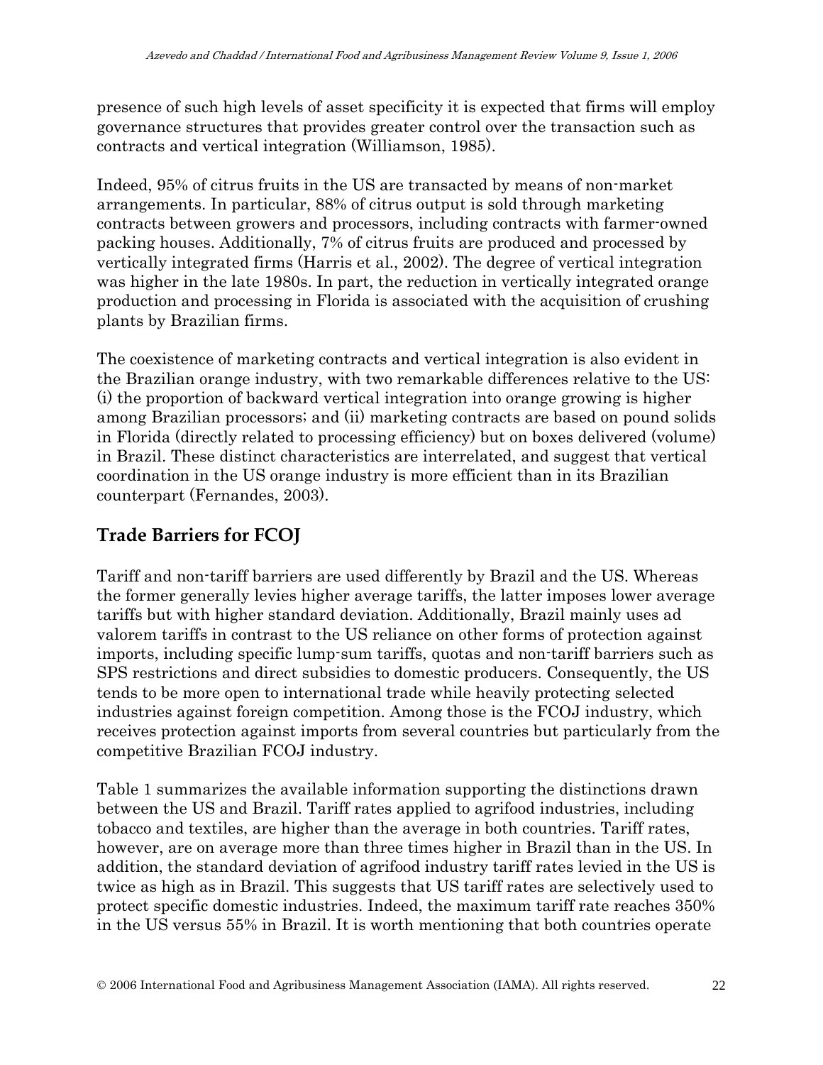presence of such high levels of asset specificity it is expected that firms will employ governance structures that provides greater control over the transaction such as contracts and vertical integration (Williamson, 1985).

Indeed, 95% of citrus fruits in the US are transacted by means of non-market arrangements. In particular, 88% of citrus output is sold through marketing contracts between growers and processors, including contracts with farmer-owned packing houses. Additionally, 7% of citrus fruits are produced and processed by vertically integrated firms (Harris et al., 2002). The degree of vertical integration was higher in the late 1980s. In part, the reduction in vertically integrated orange production and processing in Florida is associated with the acquisition of crushing plants by Brazilian firms.

The coexistence of marketing contracts and vertical integration is also evident in the Brazilian orange industry, with two remarkable differences relative to the US: (i) the proportion of backward vertical integration into orange growing is higher among Brazilian processors; and (ii) marketing contracts are based on pound solids in Florida (directly related to processing efficiency) but on boxes delivered (volume) in Brazil. These distinct characteristics are interrelated, and suggest that vertical coordination in the US orange industry is more efficient than in its Brazilian counterpart (Fernandes, 2003).

## Trade Barriers for FCOJ

Tariff and non-tariff barriers are used differently by Brazil and the US. Whereas the former generally levies higher average tariffs, the latter imposes lower average tariffs but with higher standard deviation. Additionally, Brazil mainly uses ad valorem tariffs in contrast to the US reliance on other forms of protection against imports, including specific lump-sum tariffs, quotas and non-tariff barriers such as SPS restrictions and direct subsidies to domestic producers. Consequently, the US tends to be more open to international trade while heavily protecting selected industries against foreign competition. Among those is the FCOJ industry, which receives protection against imports from several countries but particularly from the competitive Brazilian FCOJ industry.

Table 1 summarizes the available information supporting the distinctions drawn between the US and Brazil. Tariff rates applied to agrifood industries, including tobacco and textiles, are higher than the average in both countries. Tariff rates, however, are on average more than three times higher in Brazil than in the US. In addition, the standard deviation of agrifood industry tariff rates levied in the US is twice as high as in Brazil. This suggests that US tariff rates are selectively used to protect specific domestic industries. Indeed, the maximum tariff rate reaches 350% in the US versus 55% in Brazil. It is worth mentioning that both countries operate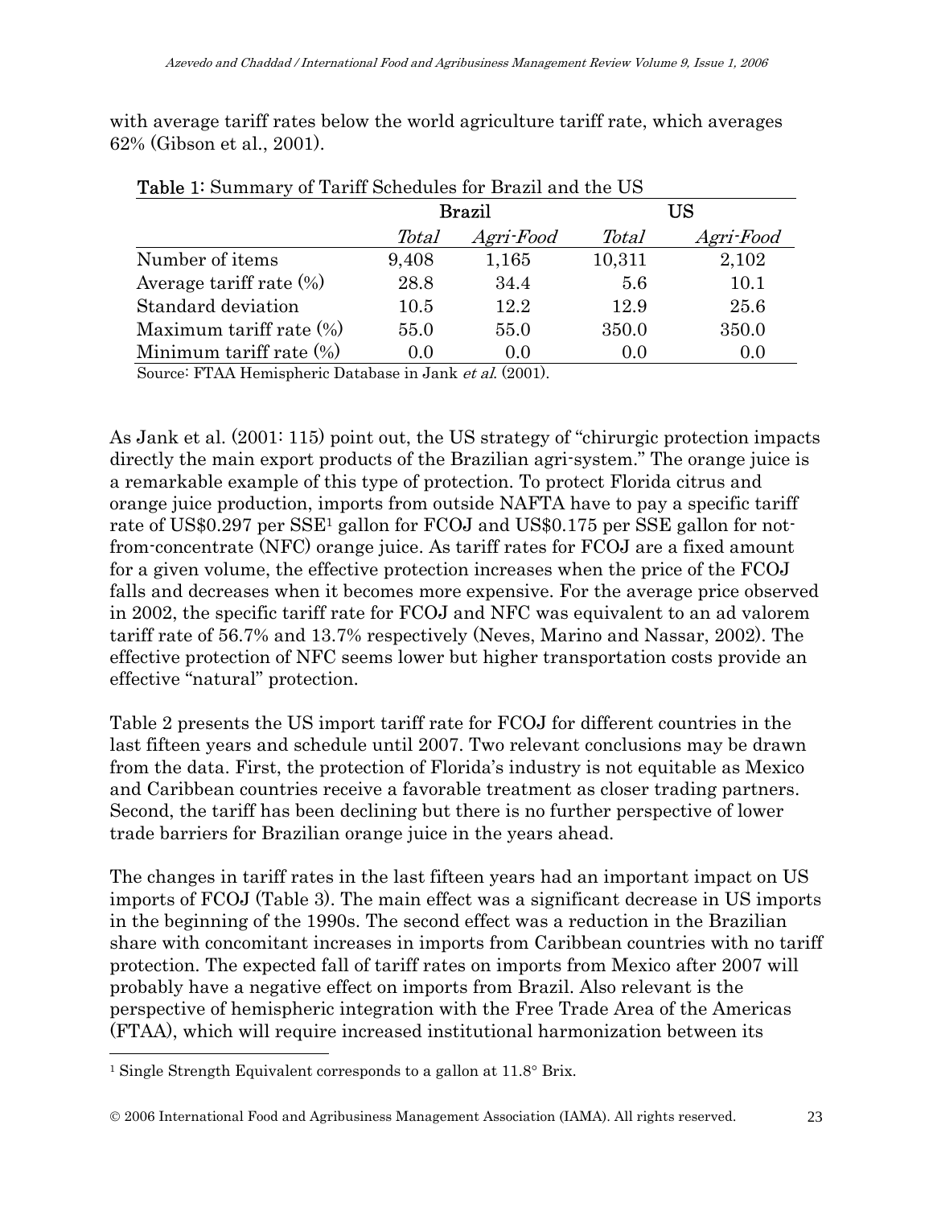with average tariff rates below the world agriculture tariff rate, which averages 62% (Gibson et al., 2001).

**Table 1:** Summary of Tariff Schedules for Brazil and the US

| | Brazil | | US | |
|---|---|---|---|---|
| | *Total* | *Agri-Food* | *Total* | *Agri-Food* |
| Number of items | 9,408 | 1,165 | 10,311 | 2,102 |
| Average tariff rate (%) | 28.8 | 34.4 | 5.6 | 10.1 |
| Standard deviation | 10.5 | 12.2 | 12.9 | 25.6 |
| Maximum tariff rate (%) | 55.0 | 55.0 | 350.0 | 350.0 |
| Minimum tariff rate (%) | 0.0 | 0.0 | 0.0 | 0.0 |

Source: FTAA Hemispheric Database in Jank *et al.* (2001).

As Jank et al. (2001: 115) point out, the US strategy of "chirurgic protection impacts directly the main export products of the Brazilian agri-system." The orange juice is a remarkable example of this type of protection. To protect Florida citrus and orange juice production, imports from outside NAFTA have to pay a specific tariff rate of US$0.297 per SSE[1] gallon for FCOJ and US$0.175 per SSE gallon for not-from-concentrate (NFC) orange juice. As tariff rates for FCOJ are a fixed amount for a given volume, the effective protection increases when the price of the FCOJ falls and decreases when it becomes more expensive. For the average price observed in 2002, the specific tariff rate for FCOJ and NFC was equivalent to an ad valorem tariff rate of 56.7% and 13.7% respectively (Neves, Marino and Nassar, 2002). The effective protection of NFC seems lower but higher transportation costs provide an effective "natural" protection.

Table 2 presents the US import tariff rate for FCOJ for different countries in the last fifteen years and schedule until 2007. Two relevant conclusions may be drawn from the data. First, the protection of Florida's industry is not equitable as Mexico and Caribbean countries receive a favorable treatment as closer trading partners. Second, the tariff has been declining but there is no further perspective of lower trade barriers for Brazilian orange juice in the years ahead.

The changes in tariff rates in the last fifteen years had an important impact on US imports of FCOJ (Table 3). The main effect was a significant decrease in US imports in the beginning of the 1990s. The second effect was a reduction in the Brazilian share with concomitant increases in imports from Caribbean countries with no tariff protection. The expected fall of tariff rates on imports from Mexico after 2007 will probably have a negative effect on imports from Brazil. Also relevant is the perspective of hemispheric integration with the Free Trade Area of the Americas (FTAA), which will require increased institutional harmonization between its

[1] Single Strength Equivalent corresponds to a gallon at 11.8° Brix.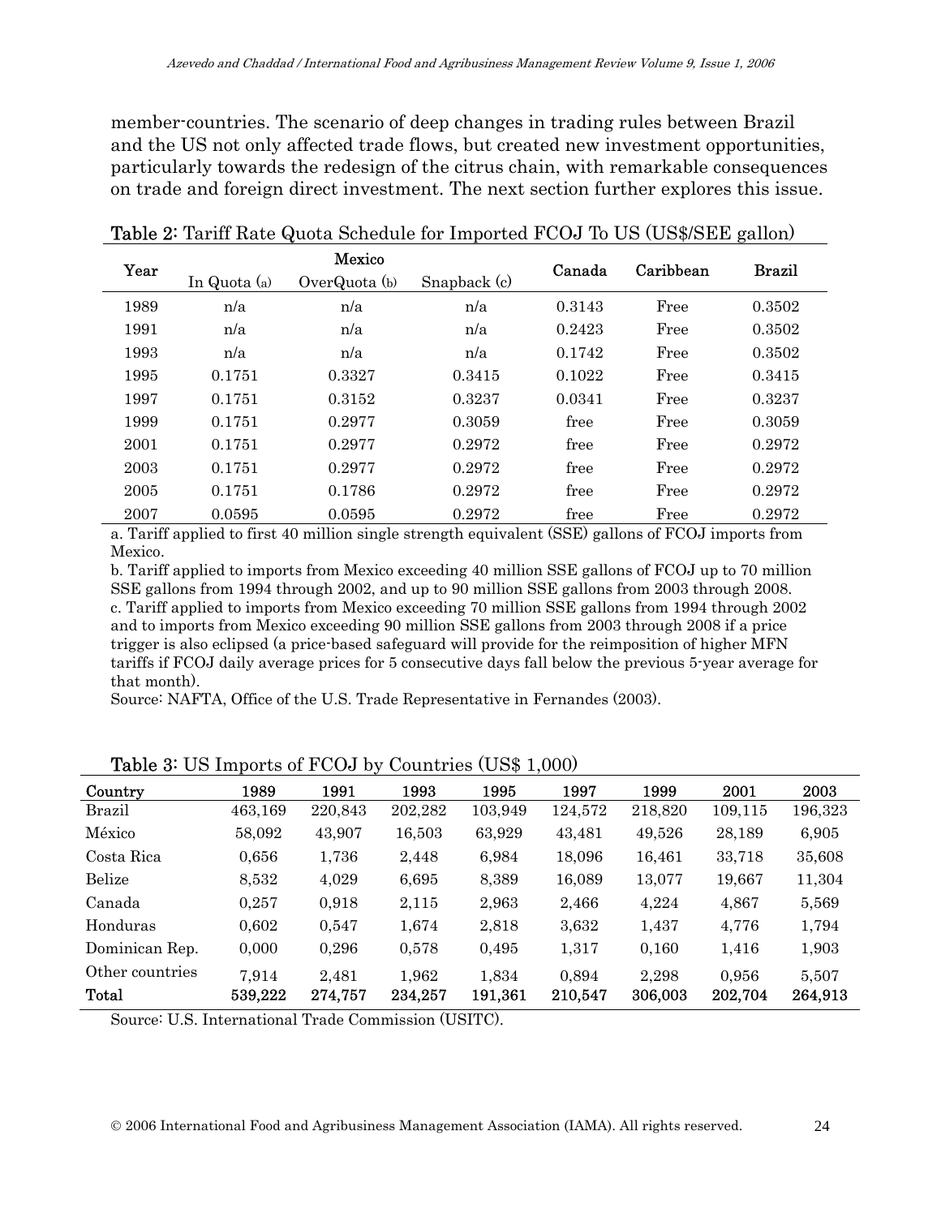member-countries. The scenario of deep changes in trading rules between Brazil and the US not only affected trade flows, but created new investment opportunities, particularly towards the redesign of the citrus chain, with remarkable consequences on trade and foreign direct investment. The next section further explores this issue.

**Table 2:** Tariff Rate Quota Schedule for Imported FCOJ To US (US$/SEE gallon)

| Year | Mexico | | | Canada | Caribbean | Brazil |
|---|---|---|---|---|---|---|
| | In Quota (a) | OverQuota (b) | Snapback (c) | | | |
| 1989 | n/a | n/a | n/a | 0.3143 | Free | 0.3502 |
| 1991 | n/a | n/a | n/a | 0.2423 | Free | 0.3502 |
| 1993 | n/a | n/a | n/a | 0.1742 | Free | 0.3502 |
| 1995 | 0.1751 | 0.3327 | 0.3415 | 0.1022 | Free | 0.3415 |
| 1997 | 0.1751 | 0.3152 | 0.3237 | 0.0341 | Free | 0.3237 |
| 1999 | 0.1751 | 0.2977 | 0.3059 | free | Free | 0.3059 |
| 2001 | 0.1751 | 0.2977 | 0.2972 | free | Free | 0.2972 |
| 2003 | 0.1751 | 0.2977 | 0.2972 | free | Free | 0.2972 |
| 2005 | 0.1751 | 0.1786 | 0.2972 | free | Free | 0.2972 |
| 2007 | 0.0595 | 0.0595 | 0.2972 | free | Free | 0.2972 |

a. Tariff applied to first 40 million single strength equivalent (SSE) gallons of FCOJ imports from Mexico.

b. Tariff applied to imports from Mexico exceeding 40 million SSE gallons of FCOJ up to 70 million SSE gallons from 1994 through 2002, and up to 90 million SSE gallons from 2003 through 2008.

c. Tariff applied to imports from Mexico exceeding 70 million SSE gallons from 1994 through 2002 and to imports from Mexico exceeding 90 million SSE gallons from 2003 through 2008 if a price trigger is also eclipsed (a price-based safeguard will provide for the reimposition of higher MFN tariffs if FCOJ daily average prices for 5 consecutive days fall below the previous 5-year average for that month).

Source: NAFTA, Office of the U.S. Trade Representative in Fernandes (2003).

**Table 3:** US Imports of FCOJ by Countries (US$ 1,000)

| Country | 1989 | 1991 | 1993 | 1995 | 1997 | 1999 | 2001 | 2003 |
|---|---|---|---|---|---|---|---|---|
| Brazil | 463,169 | 220,843 | 202,282 | 103,949 | 124,572 | 218,820 | 109,115 | 196,323 |
| México | 58,092 | 43,907 | 16,503 | 63,929 | 43,481 | 49,526 | 28,189 | 6,905 |
| Costa Rica | 0,656 | 1,736 | 2,448 | 6,984 | 18,096 | 16,461 | 33,718 | 35,608 |
| Belize | 8,532 | 4,029 | 6,695 | 8,389 | 16,089 | 13,077 | 19,667 | 11,304 |
| Canada | 0,257 | 0,918 | 2,115 | 2,963 | 2,466 | 4,224 | 4,867 | 5,569 |
| Honduras | 0,602 | 0,547 | 1,674 | 2,818 | 3,632 | 1,437 | 4,776 | 1,794 |
| Dominican Rep. | 0,000 | 0,296 | 0,578 | 0,495 | 1,317 | 0,160 | 1,416 | 1,903 |
| Other countries | 7,914 | 2,481 | 1,962 | 1,834 | 0,894 | 2,298 | 0,956 | 5,507 |
| **Total** | **539,222** | **274,757** | **234,257** | **191,361** | **210,547** | **306,003** | **202,704** | **264,913** |

Source: U.S. International Trade Commission (USITC).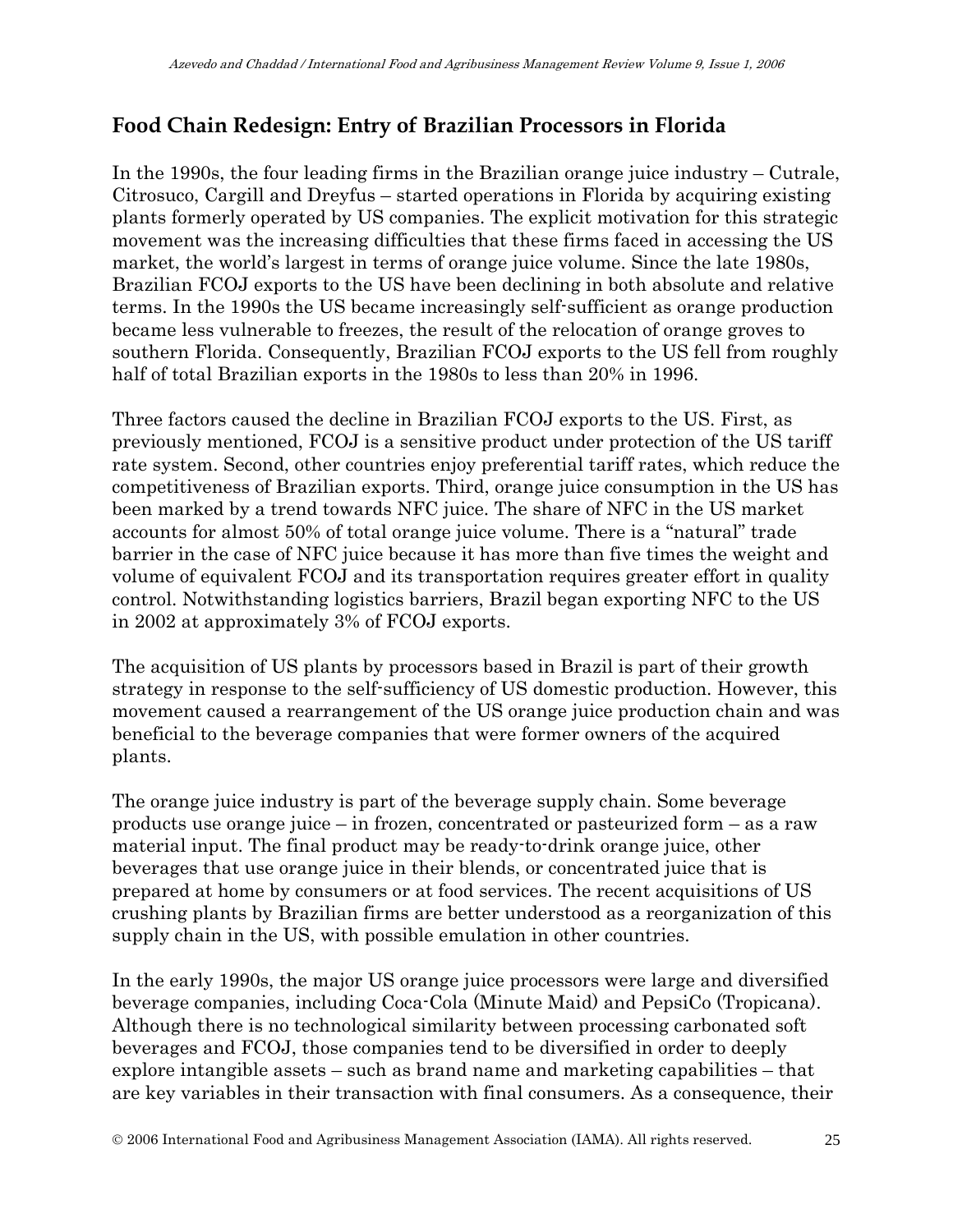## Food Chain Redesign: Entry of Brazilian Processors in Florida

In the 1990s, the four leading firms in the Brazilian orange juice industry – Cutrale, Citrosuco, Cargill and Dreyfus – started operations in Florida by acquiring existing plants formerly operated by US companies. The explicit motivation for this strategic movement was the increasing difficulties that these firms faced in accessing the US market, the world's largest in terms of orange juice volume. Since the late 1980s, Brazilian FCOJ exports to the US have been declining in both absolute and relative terms. In the 1990s the US became increasingly self-sufficient as orange production became less vulnerable to freezes, the result of the relocation of orange groves to southern Florida. Consequently, Brazilian FCOJ exports to the US fell from roughly half of total Brazilian exports in the 1980s to less than 20% in 1996.

Three factors caused the decline in Brazilian FCOJ exports to the US. First, as previously mentioned, FCOJ is a sensitive product under protection of the US tariff rate system. Second, other countries enjoy preferential tariff rates, which reduce the competitiveness of Brazilian exports. Third, orange juice consumption in the US has been marked by a trend towards NFC juice. The share of NFC in the US market accounts for almost 50% of total orange juice volume. There is a "natural" trade barrier in the case of NFC juice because it has more than five times the weight and volume of equivalent FCOJ and its transportation requires greater effort in quality control. Notwithstanding logistics barriers, Brazil began exporting NFC to the US in 2002 at approximately 3% of FCOJ exports.

The acquisition of US plants by processors based in Brazil is part of their growth strategy in response to the self-sufficiency of US domestic production. However, this movement caused a rearrangement of the US orange juice production chain and was beneficial to the beverage companies that were former owners of the acquired plants.

The orange juice industry is part of the beverage supply chain. Some beverage products use orange juice – in frozen, concentrated or pasteurized form – as a raw material input. The final product may be ready-to-drink orange juice, other beverages that use orange juice in their blends, or concentrated juice that is prepared at home by consumers or at food services. The recent acquisitions of US crushing plants by Brazilian firms are better understood as a reorganization of this supply chain in the US, with possible emulation in other countries.

In the early 1990s, the major US orange juice processors were large and diversified beverage companies, including Coca-Cola (Minute Maid) and PepsiCo (Tropicana). Although there is no technological similarity between processing carbonated soft beverages and FCOJ, those companies tend to be diversified in order to deeply explore intangible assets – such as brand name and marketing capabilities – that are key variables in their transaction with final consumers. As a consequence, their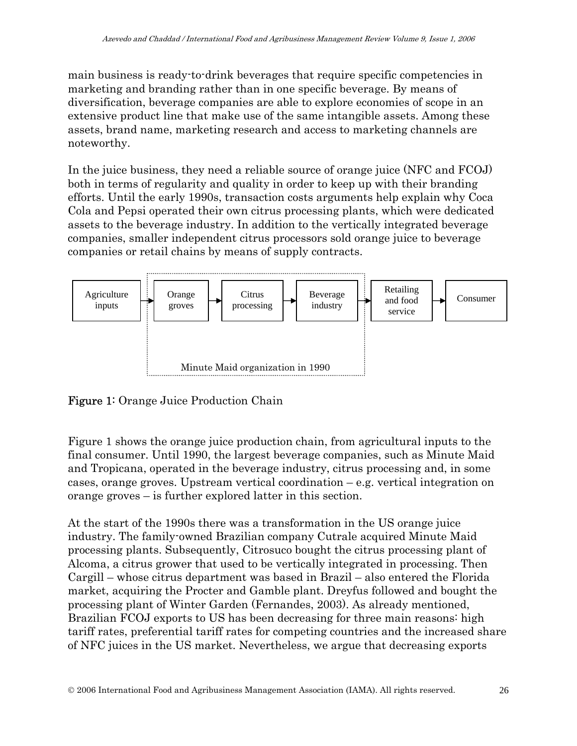main business is ready-to-drink beverages that require specific competencies in marketing and branding rather than in one specific beverage. By means of diversification, beverage companies are able to explore economies of scope in an extensive product line that make use of the same intangible assets. Among these assets, brand name, marketing research and access to marketing channels are noteworthy.

In the juice business, they need a reliable source of orange juice (NFC and FCOJ) both in terms of regularity and quality in order to keep up with their branding efforts. Until the early 1990s, transactions costs arguments help explain why Coca Cola and Pepsi operated their own citrus processing plants, which were dedicated assets to the beverage industry. In addition to the vertically integrated beverage companies, smaller independent citrus processors sold orange juice to beverage companies or retail chains by means of supply contracts.

Agriculture inputs → Orange groves → Citrus processing → Beverage industry → Retailing and food service → Consumer

Minute Maid organization in 1990

**Figure 1**: Orange Juice Production Chain

Figure 1 shows the orange juice production chain, from agricultural inputs to the final consumer. Until 1990, the largest beverage companies, such as Minute Maid and Tropicana, operated in the beverage industry, citrus processing and, in some cases, orange groves. Upstream vertical coordination – e.g. vertical integration on orange groves – is further explored latter in this section.

At the start of the 1990s there was a transformation in the US orange juice industry. The family-owned Brazilian company Cutrale acquired Minute Maid processing plants. Subsequently, Citrosuco bought the citrus processing plant of Alcoma, a citrus grower that used to be vertically integrated in processing. Then Cargill – whose citrus department was based in Brazil – also entered the Florida market, acquiring the Procter and Gamble plant. Dreyfus followed and bought the processing plant of Winter Garden (Fernandes, 2003). As already mentioned, Brazilian FCOJ exports to US has been decreasing for three main reasons: high tariff rates, preferential tariff rates for competing countries and the increased share of NFC juices in the US market. Nevertheless, we argue that decreasing exports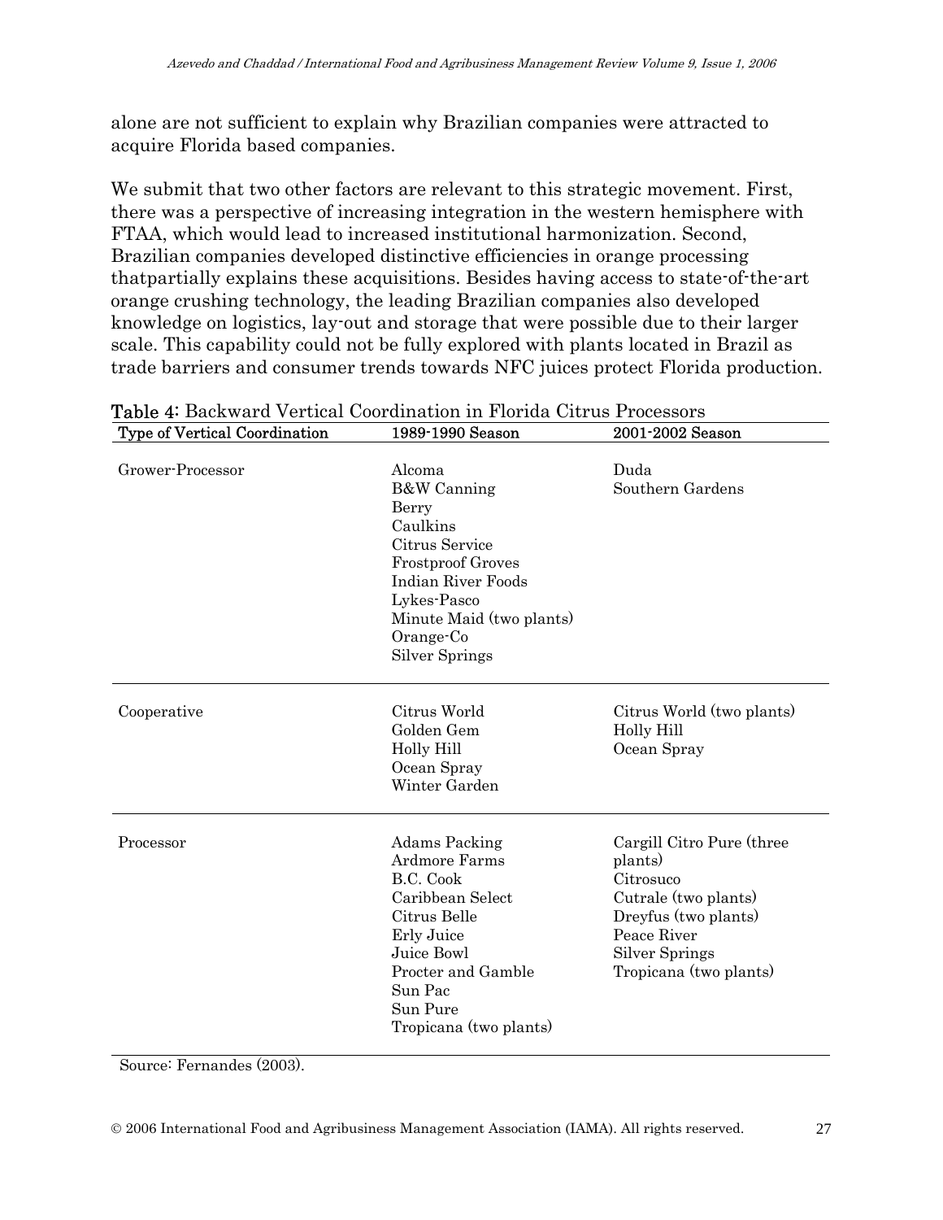alone are not sufficient to explain why Brazilian companies were attracted to acquire Florida based companies.

We submit that two other factors are relevant to this strategic movement. First, there was a perspective of increasing integration in the western hemisphere with FTAA, which would lead to increased institutional harmonization. Second, Brazilian companies developed distinctive efficiencies in orange processing thatpartially explains these acquisitions. Besides having access to state-of-the-art orange crushing technology, the leading Brazilian companies also developed knowledge on logistics, lay-out and storage that were possible due to their larger scale. This capability could not be fully explored with plants located in Brazil as trade barriers and consumer trends towards NFC juices protect Florida production.

**Table 4**: Backward Vertical Coordination in Florida Citrus Processors

| Type of Vertical Coordination | 1989-1990 Season | 2001-2002 Season |
|---|---|---|
| Grower-Processor | Alcoma<br>B&W Canning<br>Berry<br>Caulkins<br>Citrus Service<br>Frostproof Groves<br>Indian River Foods<br>Lykes-Pasco<br>Minute Maid (two plants)<br>Orange-Co<br>Silver Springs | Duda<br>Southern Gardens |
| Cooperative | Citrus World<br>Golden Gem<br>Holly Hill<br>Ocean Spray<br>Winter Garden | Citrus World (two plants)<br>Holly Hill<br>Ocean Spray |
| Processor | Adams Packing<br>Ardmore Farms<br>B.C. Cook<br>Caribbean Select<br>Citrus Belle<br>Erly Juice<br>Juice Bowl<br>Procter and Gamble<br>Sun Pac<br>Sun Pure<br>Tropicana (two plants) | Cargill Citro Pure (three plants)<br>Citrosuco<br>Cutrale (two plants)<br>Dreyfus (two plants)<br>Peace River<br>Silver Springs<br>Tropicana (two plants) |

Source: Fernandes (2003).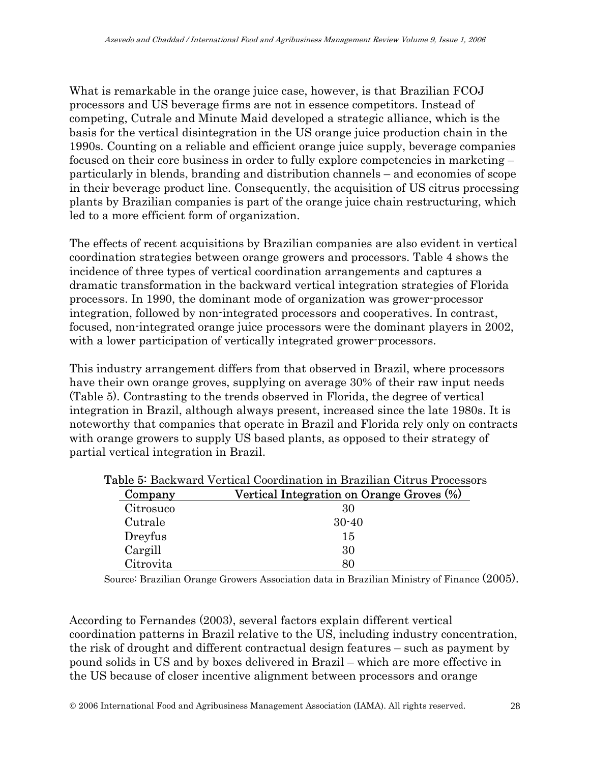What is remarkable in the orange juice case, however, is that Brazilian FCOJ processors and US beverage firms are not in essence competitors. Instead of competing, Cutrale and Minute Maid developed a strategic alliance, which is the basis for the vertical disintegration in the US orange juice production chain in the 1990s. Counting on a reliable and efficient orange juice supply, beverage companies focused on their core business in order to fully explore competencies in marketing – particularly in blends, branding and distribution channels – and economies of scope in their beverage product line. Consequently, the acquisition of US citrus processing plants by Brazilian companies is part of the orange juice chain restructuring, which led to a more efficient form of organization.

The effects of recent acquisitions by Brazilian companies are also evident in vertical coordination strategies between orange growers and processors. Table 4 shows the incidence of three types of vertical coordination arrangements and captures a dramatic transformation in the backward vertical integration strategies of Florida processors. In 1990, the dominant mode of organization was grower-processor integration, followed by non-integrated processors and cooperatives. In contrast, focused, non-integrated orange juice processors were the dominant players in 2002, with a lower participation of vertically integrated grower-processors.

This industry arrangement differs from that observed in Brazil, where processors have their own orange groves, supplying on average 30% of their raw input needs (Table 5). Contrasting to the trends observed in Florida, the degree of vertical integration in Brazil, although always present, increased since the late 1980s. It is noteworthy that companies that operate in Brazil and Florida rely only on contracts with orange growers to supply US based plants, as opposed to their strategy of partial vertical integration in Brazil.

**Table 5:** Backward Vertical Coordination in Brazilian Citrus Processors

| Company | Vertical Integration on Orange Groves (%) |
|---|---|
| Citrosuco | 30 |
| Cutrale | 30-40 |
| Dreyfus | 15 |
| Cargill | 30 |
| Citrovita | 80 |

Source: Brazilian Orange Growers Association data in Brazilian Ministry of Finance (2005).

According to Fernandes (2003), several factors explain different vertical coordination patterns in Brazil relative to the US, including industry concentration, the risk of drought and different contractual design features – such as payment by pound solids in US and by boxes delivered in Brazil – which are more effective in the US because of closer incentive alignment between processors and orange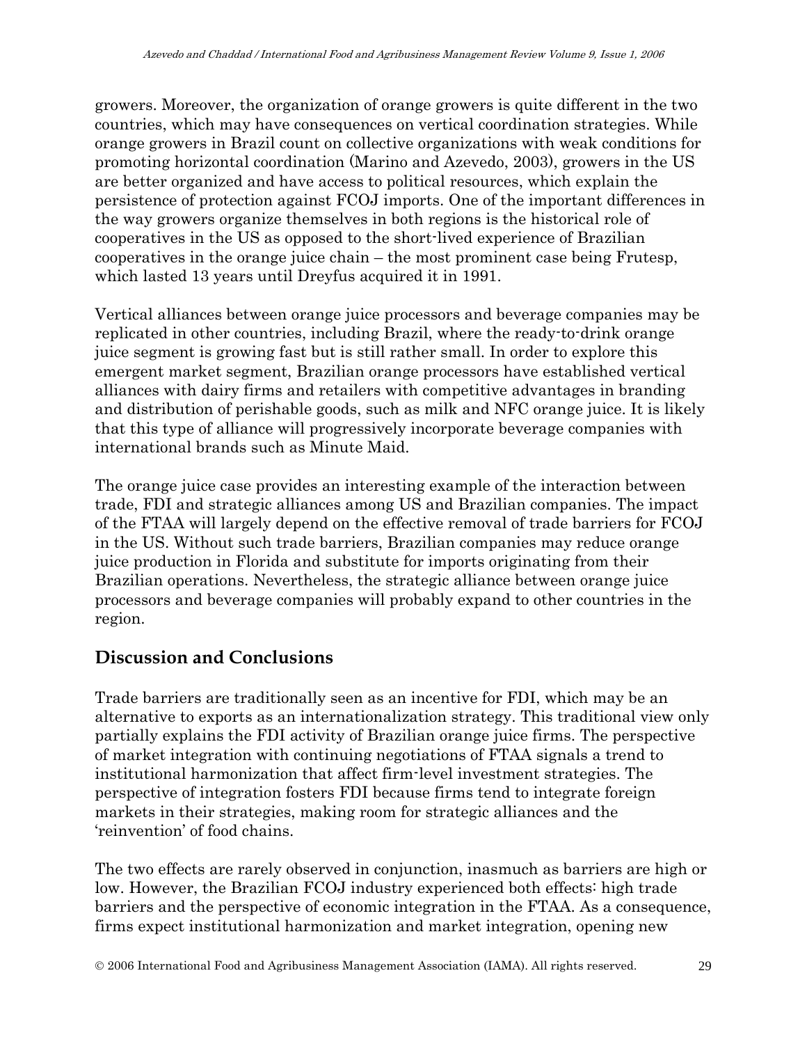growers. Moreover, the organization of orange growers is quite different in the two countries, which may have consequences on vertical coordination strategies. While orange growers in Brazil count on collective organizations with weak conditions for promoting horizontal coordination (Marino and Azevedo, 2003), growers in the US are better organized and have access to political resources, which explain the persistence of protection against FCOJ imports. One of the important differences in the way growers organize themselves in both regions is the historical role of cooperatives in the US as opposed to the short-lived experience of Brazilian cooperatives in the orange juice chain – the most prominent case being Frutesp, which lasted 13 years until Dreyfus acquired it in 1991.

Vertical alliances between orange juice processors and beverage companies may be replicated in other countries, including Brazil, where the ready-to-drink orange juice segment is growing fast but is still rather small. In order to explore this emergent market segment, Brazilian orange processors have established vertical alliances with dairy firms and retailers with competitive advantages in branding and distribution of perishable goods, such as milk and NFC orange juice. It is likely that this type of alliance will progressively incorporate beverage companies with international brands such as Minute Maid.

The orange juice case provides an interesting example of the interaction between trade, FDI and strategic alliances among US and Brazilian companies. The impact of the FTAA will largely depend on the effective removal of trade barriers for FCOJ in the US. Without such trade barriers, Brazilian companies may reduce orange juice production in Florida and substitute for imports originating from their Brazilian operations. Nevertheless, the strategic alliance between orange juice processors and beverage companies will probably expand to other countries in the region.

## Discussion and Conclusions

Trade barriers are traditionally seen as an incentive for FDI, which may be an alternative to exports as an internationalization strategy. This traditional view only partially explains the FDI activity of Brazilian orange juice firms. The perspective of market integration with continuing negotiations of FTAA signals a trend to institutional harmonization that affect firm-level investment strategies. The perspective of integration fosters FDI because firms tend to integrate foreign markets in their strategies, making room for strategic alliances and the 'reinvention' of food chains.

The two effects are rarely observed in conjunction, inasmuch as barriers are high or low. However, the Brazilian FCOJ industry experienced both effects: high trade barriers and the perspective of economic integration in the FTAA. As a consequence, firms expect institutional harmonization and market integration, opening new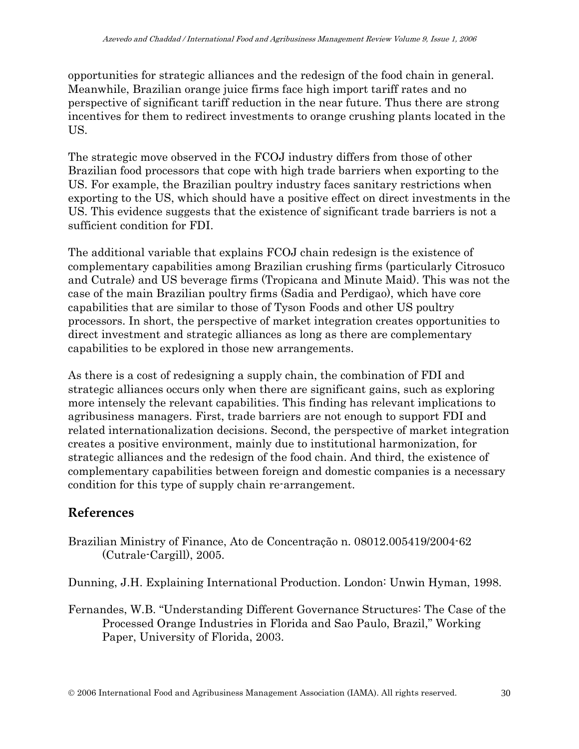opportunities for strategic alliances and the redesign of the food chain in general. Meanwhile, Brazilian orange juice firms face high import tariff rates and no perspective of significant tariff reduction in the near future. Thus there are strong incentives for them to redirect investments to orange crushing plants located in the US.

The strategic move observed in the FCOJ industry differs from those of other Brazilian food processors that cope with high trade barriers when exporting to the US. For example, the Brazilian poultry industry faces sanitary restrictions when exporting to the US, which should have a positive effect on direct investments in the US. This evidence suggests that the existence of significant trade barriers is not a sufficient condition for FDI.

The additional variable that explains FCOJ chain redesign is the existence of complementary capabilities among Brazilian crushing firms (particularly Citrosuco and Cutrale) and US beverage firms (Tropicana and Minute Maid). This was not the case of the main Brazilian poultry firms (Sadia and Perdigao), which have core capabilities that are similar to those of Tyson Foods and other US poultry processors. In short, the perspective of market integration creates opportunities to direct investment and strategic alliances as long as there are complementary capabilities to be explored in those new arrangements.

As there is a cost of redesigning a supply chain, the combination of FDI and strategic alliances occurs only when there are significant gains, such as exploring more intensely the relevant capabilities. This finding has relevant implications to agribusiness managers. First, trade barriers are not enough to support FDI and related internationalization decisions. Second, the perspective of market integration creates a positive environment, mainly due to institutional harmonization, for strategic alliances and the redesign of the food chain. And third, the existence of complementary capabilities between foreign and domestic companies is a necessary condition for this type of supply chain re-arrangement.

## References

Brazilian Ministry of Finance, Ato de Concentração n. 08012.005419/2004-62 (Cutrale-Cargill), 2005.

Dunning, J.H. Explaining International Production. London: Unwin Hyman, 1998.

Fernandes, W.B. "Understanding Different Governance Structures: The Case of the Processed Orange Industries in Florida and Sao Paulo, Brazil," Working Paper, University of Florida, 2003.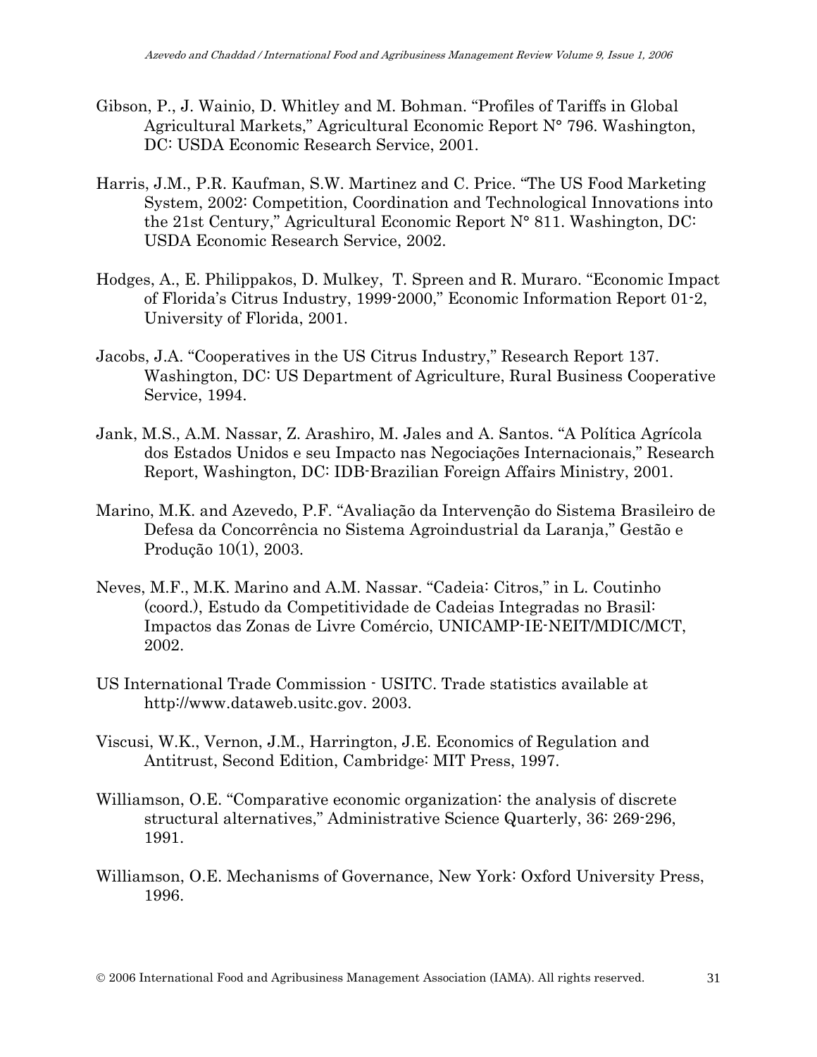Gibson, P., J. Wainio, D. Whitley and M. Bohman. "Profiles of Tariffs in Global Agricultural Markets," Agricultural Economic Report N° 796. Washington, DC: USDA Economic Research Service, 2001.

Harris, J.M., P.R. Kaufman, S.W. Martinez and C. Price. "The US Food Marketing System, 2002: Competition, Coordination and Technological Innovations into the 21st Century," Agricultural Economic Report N° 811. Washington, DC: USDA Economic Research Service, 2002.

Hodges, A., E. Philippakos, D. Mulkey, T. Spreen and R. Muraro. "Economic Impact of Florida's Citrus Industry, 1999-2000," Economic Information Report 01-2, University of Florida, 2001.

Jacobs, J.A. "Cooperatives in the US Citrus Industry," Research Report 137. Washington, DC: US Department of Agriculture, Rural Business Cooperative Service, 1994.

Jank, M.S., A.M. Nassar, Z. Arashiro, M. Jales and A. Santos. "A Política Agrícola dos Estados Unidos e seu Impacto nas Negociações Internacionais," Research Report, Washington, DC: IDB-Brazilian Foreign Affairs Ministry, 2001.

Marino, M.K. and Azevedo, P.F. "Avaliação da Intervenção do Sistema Brasileiro de Defesa da Concorrência no Sistema Agroindustrial da Laranja," Gestão e Produção 10(1), 2003.

Neves, M.F., M.K. Marino and A.M. Nassar. "Cadeia: Citros," in L. Coutinho (coord.), Estudo da Competitividade de Cadeias Integradas no Brasil: Impactos das Zonas de Livre Comércio, UNICAMP-IE-NEIT/MDIC/MCT, 2002.

US International Trade Commission - USITC. Trade statistics available at http://www.dataweb.usitc.gov. 2003.

Viscusi, W.K., Vernon, J.M., Harrington, J.E. Economics of Regulation and Antitrust, Second Edition, Cambridge: MIT Press, 1997.

Williamson, O.E. "Comparative economic organization: the analysis of discrete structural alternatives," Administrative Science Quarterly, 36: 269-296, 1991.

Williamson, O.E. Mechanisms of Governance, New York: Oxford University Press, 1996.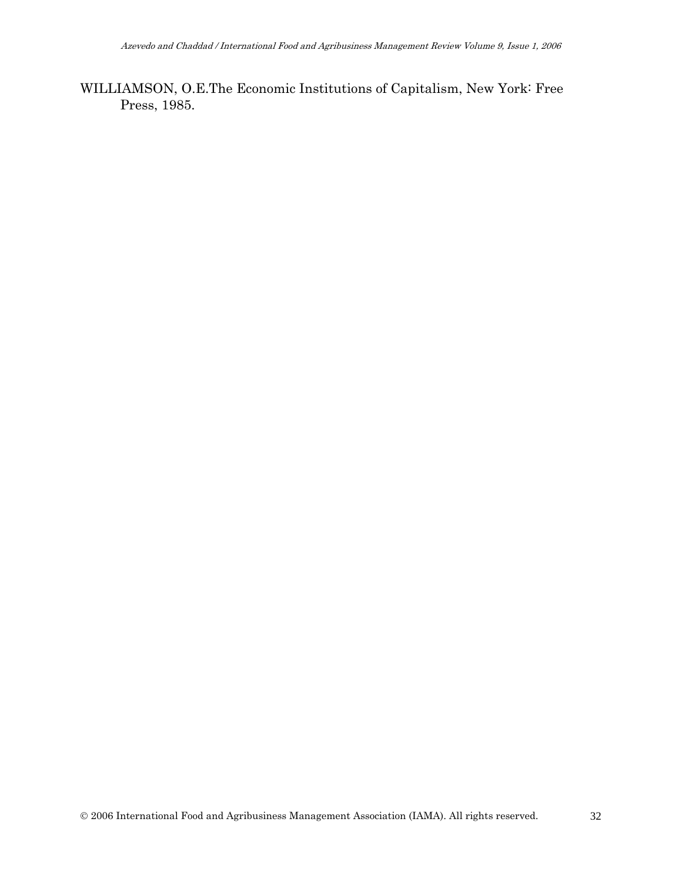WILLIAMSON, O.E.The Economic Institutions of Capitalism, New York: Free Press, 1985.